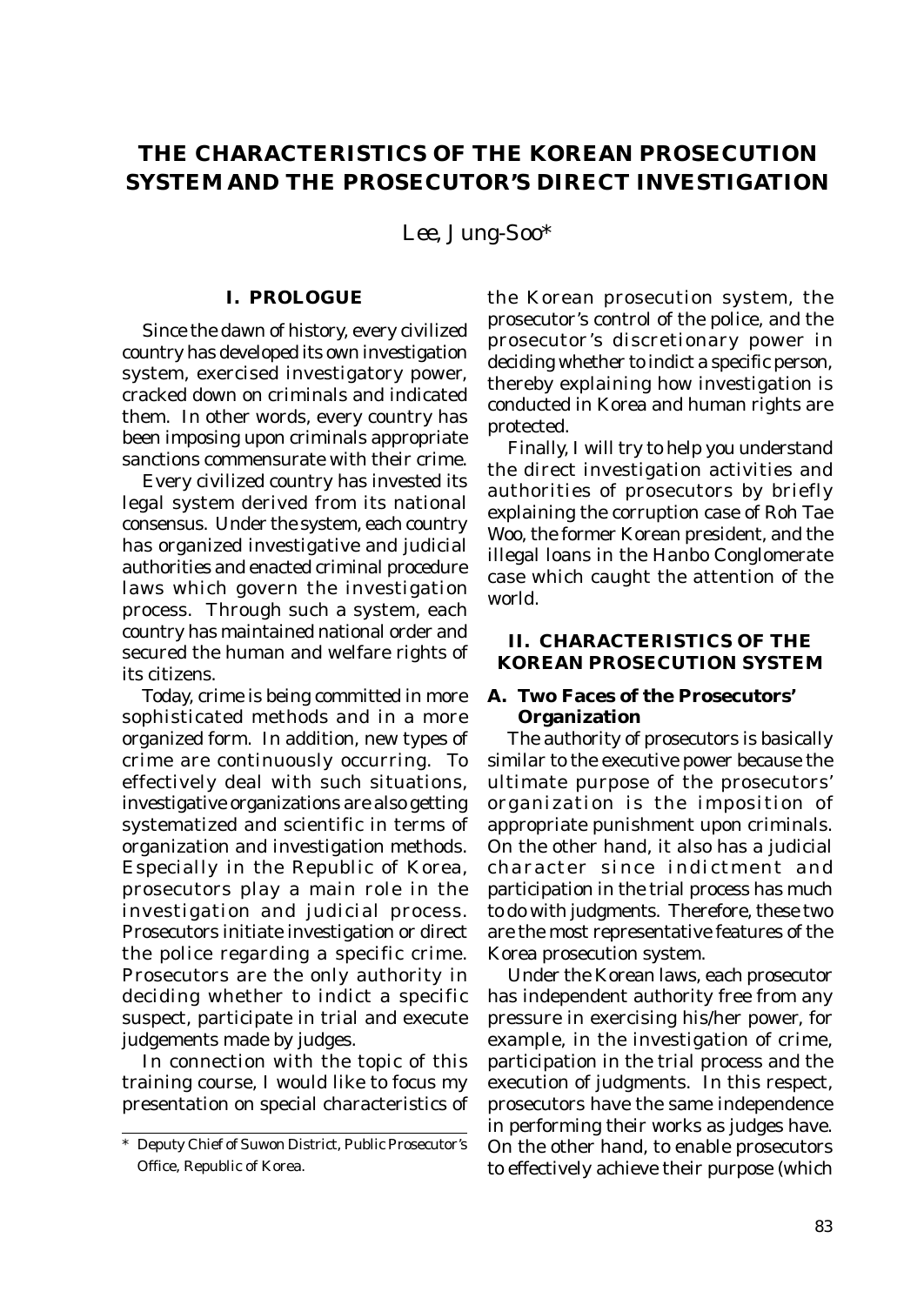# THE CHARACTERISTICS OF THE KOREAN PROSECUTION SYSTEM AND THE PROSECUTOR'S DIRECT INVESTIGATION

*Lee, Jung-Soo**

## I. PROLOGUE

Since the dawn of history, every civilized country has developed its own investigation system, exercised investigatory power, cracked down on criminals and indicated them. In other words, every country has been imposing upon criminals appropriate sanctions commensurate with their crime.

Every civilized country has invested its legal system derived from its national consensus. Under the system, each country has organized investigative and judicial authorities and enacted criminal procedure laws which govern the investigation process. Through such a system, each country has maintained national order and secured the human and welfare rights of its citizens.

Today, crime is being committed in more sophisticated methods and in a more organized form. In addition, new types of crime are continuously occurring. To effectively deal with such situations, investigative organizations are also getting systematized and scientific in terms of organization and investigation methods. Especially in the Republic of Korea, prosecutors play a main role in the investigation and judicial process. Prosecutors initiate investigation or direct the police regarding a specific crime. Prosecutors are the only authority in deciding whether to indict a specific suspect, participate in trial and execute judgements made by judges.

In connection with the topic of this training course, I would like to focus my presentation on special characteristics of the Korean prosecution system, the prosecutor's control of the police, and the prosecutor's discretionary power in deciding whether to indict a specific person, thereby explaining how investigation is conducted in Korea and human rights are protected.

Finally, I will try to help you understand the direct investigation activities and authorities of prosecutors by briefly explaining the corruption case of Roh Tae Woo, the former Korean president, and the illegal loans in the Hanbo Conglomerate case which caught the attention of the world.

## II. CHARACTERISTICS OF THE KOREAN PROSECUTION SYSTEM

### A. Two Faces of the Prosecutors' Organization

The authority of prosecutors is basically similar to the executive power because the ultimate purpose of the prosecutors' organization is the imposition of appropriate punishment upon criminals. On the other hand, it also has a judicial character since indictment and participation in the trial process has much to do with judgments. Therefore, these two are the most representative features of the Korea prosecution system.

Under the Korean laws, each prosecutor has independent authority free from any pressure in exercising his/her power, for example, in the investigation of crime, participation in the trial process and the execution of judgments. In this respect, prosecutors have the same independence in performing their works as judges have. On the other hand, to enable prosecutors to effectively achieve their purpose (which

---

\* Deputy Chief of Suwon District, Public Prosecutor's Office, Republic of Korea.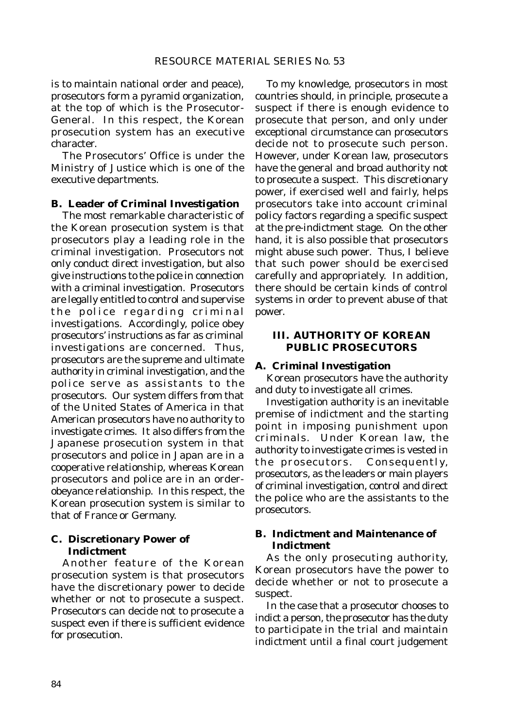is to maintain national order and peace), prosecutors form a pyramid organization, at the top of which is the Prosecutor-General. In this respect, the Korean prosecution system has an executive character.

The Prosecutors' Office is under the Ministry of Justice which is one of the executive departments.

### B. Leader of Criminal Investigation

The most remarkable characteristic of the Korean prosecution system is that prosecutors play a leading role in the criminal investigation. Prosecutors not only conduct direct investigation, but also give instructions to the police in connection with a criminal investigation. Prosecutors are legally entitled to control and supervise the police regarding criminal investigations. Accordingly, police obey prosecutors' instructions as far as criminal investigations are concerned. Thus, prosecutors are the supreme and ultimate authority in criminal investigation, and the police serve as assistants to the prosecutors. Our system differs from that of the United States of America in that American prosecutors have no authority to investigate crimes. It also differs from the Japanese prosecution system in that prosecutors and police in Japan are in a cooperative relationship, whereas Korean prosecutors and police are in an order-obeyance relationship. In this respect, the Korean prosecution system is similar to that of France or Germany.

### C. Discretionary Power of Indictment

Another feature of the Korean prosecution system is that prosecutors have the discretionary power to decide whether or not to prosecute a suspect. Prosecutors can decide not to prosecute a suspect even if there is sufficient evidence for prosecution.

To my knowledge, prosecutors in most countries should, in principle, prosecute a suspect if there is enough evidence to prosecute that person, and only under exceptional circumstance can prosecutors decide not to prosecute such person. However, under Korean law, prosecutors have the general and broad authority not to prosecute a suspect. This discretionary power, if exercised well and fairly, helps prosecutors take into account criminal policy factors regarding a specific suspect at the pre-indictment stage. On the other hand, it is also possible that prosecutors might abuse such power. Thus, I believe that such power should be exercised carefully and appropriately. In addition, there should be certain kinds of control systems in order to prevent abuse of that power.

## III. AUTHORITY OF KOREAN PUBLIC PROSECUTORS

### A. Criminal Investigation

Korean prosecutors have the authority and duty to investigate all crimes.

Investigation authority is an inevitable premise of indictment and the starting point in imposing punishment upon criminals. Under Korean law, the authority to investigate crimes is vested in the prosecutors. Consequently, prosecutors, as the leaders or main players of criminal investigation, control and direct the police who are the assistants to the prosecutors.

### B. Indictment and Maintenance of Indictment

As the only prosecuting authority, Korean prosecutors have the power to decide whether or not to prosecute a suspect.

In the case that a prosecutor chooses to indict a person, the prosecutor has the duty to participate in the trial and maintain indictment until a final court judgement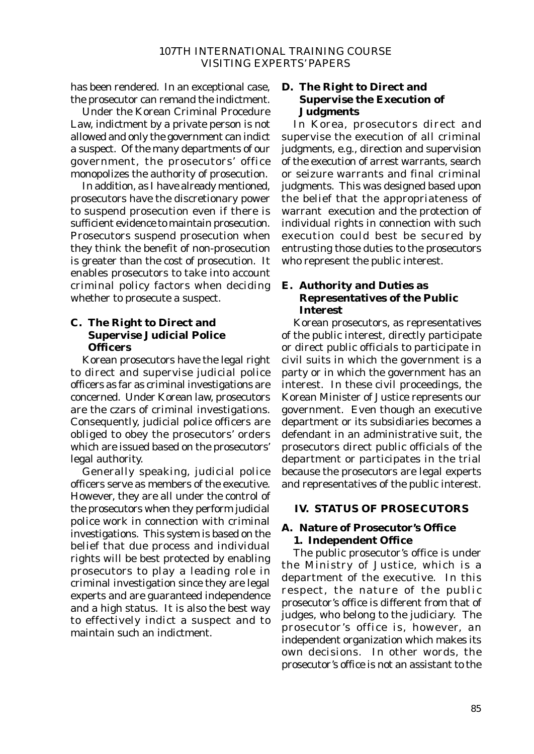has been rendered. In an exceptional case, the prosecutor can remand the indictment.

Under the Korean Criminal Procedure Law, indictment by a private person is not allowed and only the government can indict a suspect. Of the many departments of our government, the prosecutors' office monopolizes the authority of prosecution.

In addition, as I have already mentioned, prosecutors have the discretionary power to suspend prosecution even if there is sufficient evidence to maintain prosecution. Prosecutors suspend prosecution when they think the benefit of non-prosecution is greater than the cost of prosecution. It enables prosecutors to take into account criminal policy factors when deciding whether to prosecute a suspect.

### C. The Right to Direct and Supervise Judicial Police Officers

Korean prosecutors have the legal right to direct and supervise judicial police officers as far as criminal investigations are concerned. Under Korean law, prosecutors are the czars of criminal investigations. Consequently, judicial police officers are obliged to obey the prosecutors' orders which are issued based on the prosecutors' legal authority.

Generally speaking, judicial police officers serve as members of the executive. However, they are all under the control of the prosecutors when they perform judicial police work in connection with criminal investigations. This system is based on the belief that due process and individual rights will be best protected by enabling prosecutors to play a leading role in criminal investigation since they are legal experts and are guaranteed independence and a high status. It is also the best way to effectively indict a suspect and to maintain such an indictment.

### D. The Right to Direct and Supervise the Execution of Judgments

In Korea, prosecutors direct and supervise the execution of all criminal judgments, e.g., direction and supervision of the execution of arrest warrants, search or seizure warrants and final criminal judgments. This was designed based upon the belief that the appropriateness of warrant execution and the protection of individual rights in connection with such execution could best be secured by entrusting those duties to the prosecutors who represent the public interest.

### E. Authority and Duties as Representatives of the Public Interest

Korean prosecutors, as representatives of the public interest, directly participate or direct public officials to participate in civil suits in which the government is a party or in which the government has an interest. In these civil proceedings, the Korean Minister of Justice represents our government. Even though an executive department or its subsidiaries becomes a defendant in an administrative suit, the prosecutors direct public officials of the department or participates in the trial because the prosecutors are legal experts and representatives of the public interest.

## IV. STATUS OF PROSECUTORS

### A. Nature of Prosecutor's Office

#### 1. Independent Office

The public prosecutor's office is under the Ministry of Justice, which is a department of the executive. In this respect, the nature of the public prosecutor's office is different from that of judges, who belong to the judiciary. The prosecutor's office is, however, an independent organization which makes its own decisions. In other words, the prosecutor's office is not an assistant to the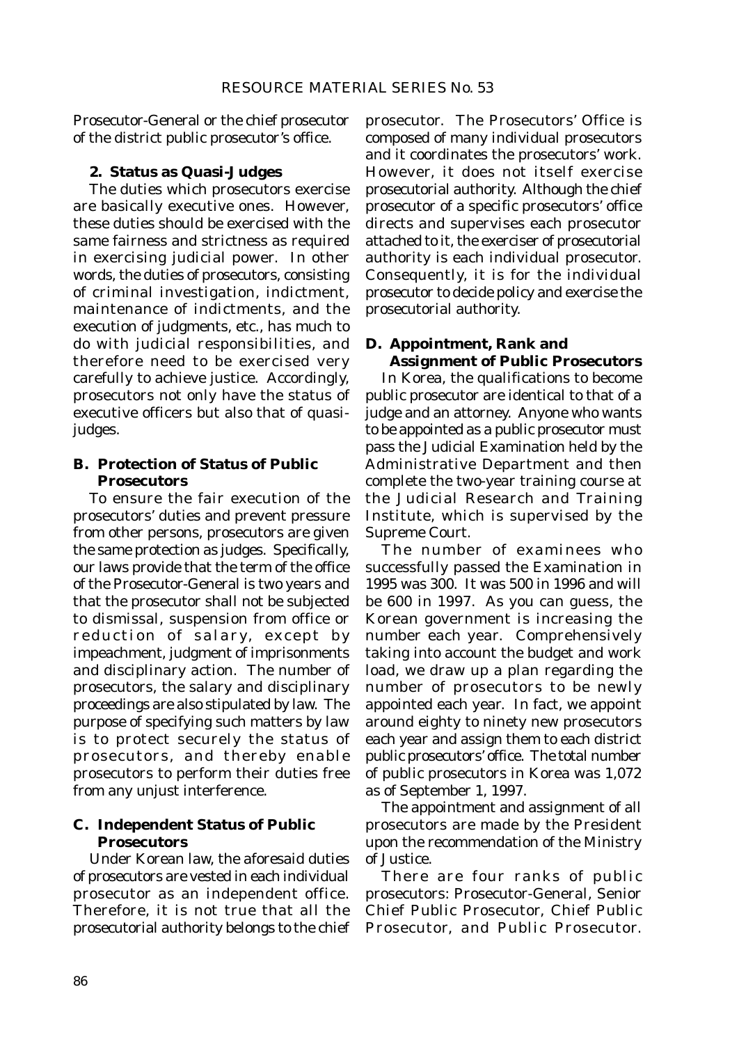Prosecutor-General or the chief prosecutor of the district public prosecutor's office.

**2. Status as Quasi-Judges**

The duties which prosecutors exercise are basically executive ones. However, these duties should be exercised with the same fairness and strictness as required in exercising judicial power. In other words, the duties of prosecutors, consisting of criminal investigation, indictment, maintenance of indictments, and the execution of judgments, etc., has much to do with judicial responsibilities, and therefore need to be exercised very carefully to achieve justice. Accordingly, prosecutors not only have the status of executive officers but also that of quasi-judges.

### B. Protection of Status of Public Prosecutors

To ensure the fair execution of the prosecutors' duties and prevent pressure from other persons, prosecutors are given the same protection as judges. Specifically, our laws provide that the term of the office of the Prosecutor-General is two years and that the prosecutor shall not be subjected to dismissal, suspension from office or reduction of salary, except by impeachment, judgment of imprisonments and disciplinary action. The number of prosecutors, the salary and disciplinary proceedings are also stipulated by law. The purpose of specifying such matters by law is to protect securely the status of prosecutors, and thereby enable prosecutors to perform their duties free from any unjust interference.

### C. Independent Status of Public Prosecutors

Under Korean law, the aforesaid duties of prosecutors are vested in each individual prosecutor as an independent office. Therefore, it is not true that all the prosecutorial authority belongs to the chief prosecutor. The Prosecutors' Office is composed of many individual prosecutors and it coordinates the prosecutors' work. However, it does not itself exercise prosecutorial authority. Although the chief prosecutor of a specific prosecutors' office directs and supervises each prosecutor attached to it, the exerciser of prosecutorial authority is each individual prosecutor. Consequently, it is for the individual prosecutor to decide policy and exercise the prosecutorial authority.

### D. Appointment, Rank and Assignment of Public Prosecutors

In Korea, the qualifications to become public prosecutor are identical to that of a judge and an attorney. Anyone who wants to be appointed as a public prosecutor must pass the Judicial Examination held by the Administrative Department and then complete the two-year training course at the Judicial Research and Training Institute, which is supervised by the Supreme Court.

The number of examinees who successfully passed the Examination in 1995 was 300. It was 500 in 1996 and will be 600 in 1997. As you can guess, the Korean government is increasing the number each year. Comprehensively taking into account the budget and work load, we draw up a plan regarding the number of prosecutors to be newly appointed each year. In fact, we appoint around eighty to ninety new prosecutors each year and assign them to each district public prosecutors' office. The total number of public prosecutors in Korea was 1,072 as of September 1, 1997.

The appointment and assignment of all prosecutors are made by the President upon the recommendation of the Ministry of Justice.

There are four ranks of public prosecutors: Prosecutor-General, Senior Chief Public Prosecutor, Chief Public Prosecutor, and Public Prosecutor.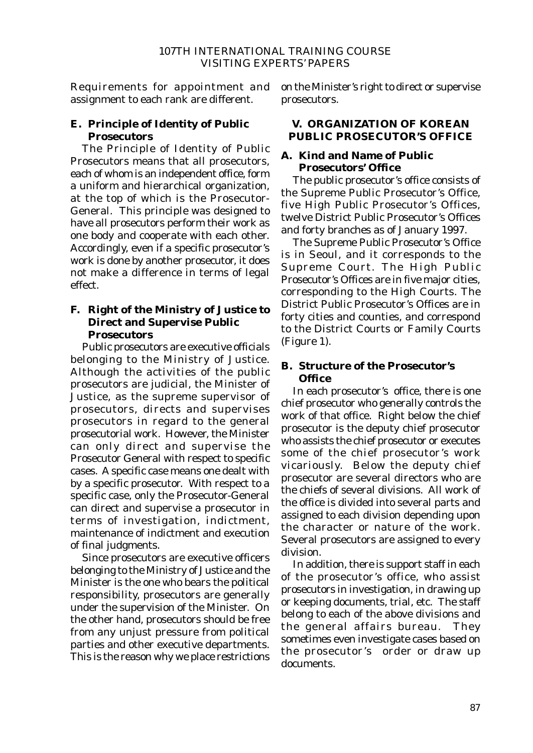Requirements for appointment and assignment to each rank are different.

### E. Principle of Identity of Public Prosecutors

The Principle of Identity of Public Prosecutors means that all prosecutors, each of whom is an independent office, form a uniform and hierarchical organization, at the top of which is the Prosecutor-General. This principle was designed to have all prosecutors perform their work as one body and cooperate with each other. Accordingly, even if a specific prosecutor's work is done by another prosecutor, it does not make a difference in terms of legal effect.

### F. Right of the Ministry of Justice to Direct and Supervise Public Prosecutors

Public prosecutors are executive officials belonging to the Ministry of Justice. Although the activities of the public prosecutors are judicial, the Minister of Justice, as the supreme supervisor of prosecutors, directs and supervises prosecutors in regard to the general prosecutorial work. However, the Minister can only direct and supervise the Prosecutor General with respect to specific cases. A specific case means one dealt with by a specific prosecutor. With respect to a specific case, only the Prosecutor-General can direct and supervise a prosecutor in terms of investigation, indictment, maintenance of indictment and execution of final judgments.

Since prosecutors are executive officers belonging to the Ministry of Justice and the Minister is the one who bears the political responsibility, prosecutors are generally under the supervision of the Minister. On the other hand, prosecutors should be free from any unjust pressure from political parties and other executive departments. This is the reason why we place restrictions on the Minister's right to direct or supervise prosecutors.

## V. ORGANIZATION OF KOREAN PUBLIC PROSECUTOR'S OFFICE

### A. Kind and Name of Public Prosecutors' Office

The public prosecutor's office consists of the Supreme Public Prosecutor's Office, five High Public Prosecutor's Offices, twelve District Public Prosecutor's Offices and forty branches as of January 1997.

The Supreme Public Prosecutor's Office is in Seoul, and it corresponds to the Supreme Court. The High Public Prosecutor's Offices are in five major cities, corresponding to the High Courts. The District Public Prosecutor's Offices are in forty cities and counties, and correspond to the District Courts or Family Courts (Figure 1).

### B. Structure of the Prosecutor's Office

In each prosecutor's office, there is one chief prosecutor who generally controls the work of that office. Right below the chief prosecutor is the deputy chief prosecutor who assists the chief prosecutor or executes some of the chief prosecutor's work vicariously. Below the deputy chief prosecutor are several directors who are the chiefs of several divisions. All work of the office is divided into several parts and assigned to each division depending upon the character or nature of the work. Several prosecutors are assigned to every division.

In addition, there is support staff in each of the prosecutor's office, who assist prosecutors in investigation, in drawing up or keeping documents, trial, etc. The staff belong to each of the above divisions and the general affairs bureau. They sometimes even investigate cases based on the prosecutor's order or draw up documents.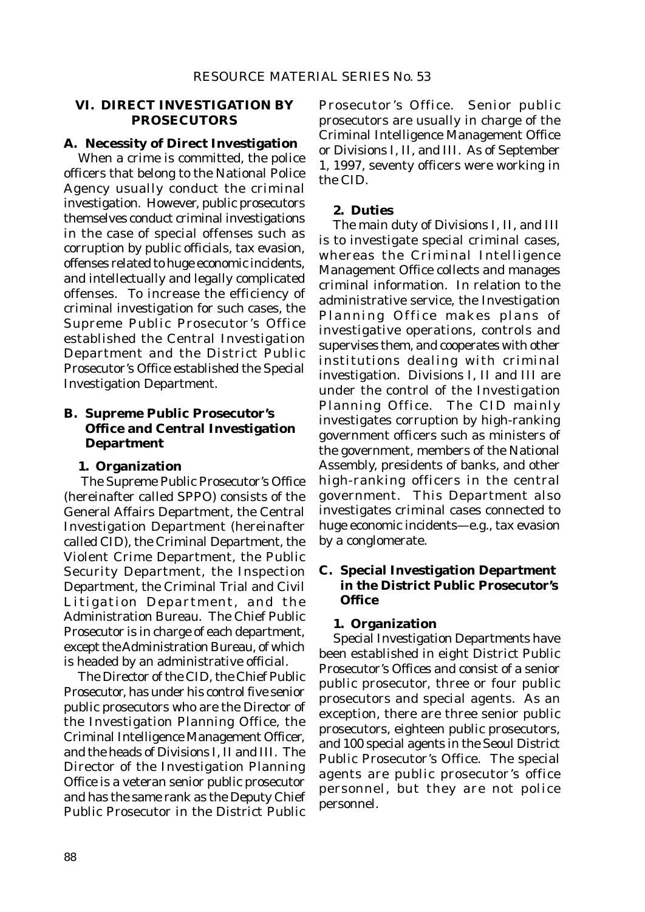## VI. DIRECT INVESTIGATION BY PROSECUTORS

### A. Necessity of Direct Investigation

When a crime is committed, the police officers that belong to the National Police Agency usually conduct the criminal investigation. However, public prosecutors themselves conduct criminal investigations in the case of special offenses such as corruption by public officials, tax evasion, offenses related to huge economic incidents, and intellectually and legally complicated offenses. To increase the efficiency of criminal investigation for such cases, the Supreme Public Prosecutor's Office established the Central Investigation Department and the District Public Prosecutor's Office established the Special Investigation Department.

### B. Supreme Public Prosecutor's Office and Central Investigation Department

#### 1. Organization

The Supreme Public Prosecutor's Office (hereinafter called SPPO) consists of the General Affairs Department, the Central Investigation Department (hereinafter called CID), the Criminal Department, the Violent Crime Department, the Public Security Department, the Inspection Department, the Criminal Trial and Civil Litigation Department, and the Administration Bureau. The Chief Public Prosecutor is in charge of each department, except the Administration Bureau, of which is headed by an administrative official.

The Director of the CID, the Chief Public Prosecutor, has under his control five senior public prosecutors who are the Director of the Investigation Planning Office, the Criminal Intelligence Management Officer, and the heads of Divisions I, II and III. The Director of the Investigation Planning Office is a veteran senior public prosecutor and has the same rank as the Deputy Chief Public Prosecutor in the District Public Prosecutor's Office. Senior public prosecutors are usually in charge of the Criminal Intelligence Management Office or Divisions I, II, and III. As of September 1, 1997, seventy officers were working in the CID.

#### 2. Duties

The main duty of Divisions I, II, and III is to investigate special criminal cases, whereas the Criminal Intelligence Management Office collects and manages criminal information. In relation to the administrative service, the Investigation Planning Office makes plans of investigative operations, controls and supervises them, and cooperates with other institutions dealing with criminal investigation. Divisions I, II and III are under the control of the Investigation Planning Office. The CID mainly investigates corruption by high-ranking government officers such as ministers of the government, members of the National Assembly, presidents of banks, and other high-ranking officers in the central government. This Department also investigates criminal cases connected to huge economic incidents—e.g., tax evasion by a conglomerate.

### C. Special Investigation Department in the District Public Prosecutor's Office

#### 1. Organization

Special Investigation Departments have been established in eight District Public Prosecutor's Offices and consist of a senior public prosecutor, three or four public prosecutors and special agents. As an exception, there are three senior public prosecutors, eighteen public prosecutors, and 100 special agents in the Seoul District Public Prosecutor's Office. The special agents are public prosecutor's office personnel, but they are not police personnel.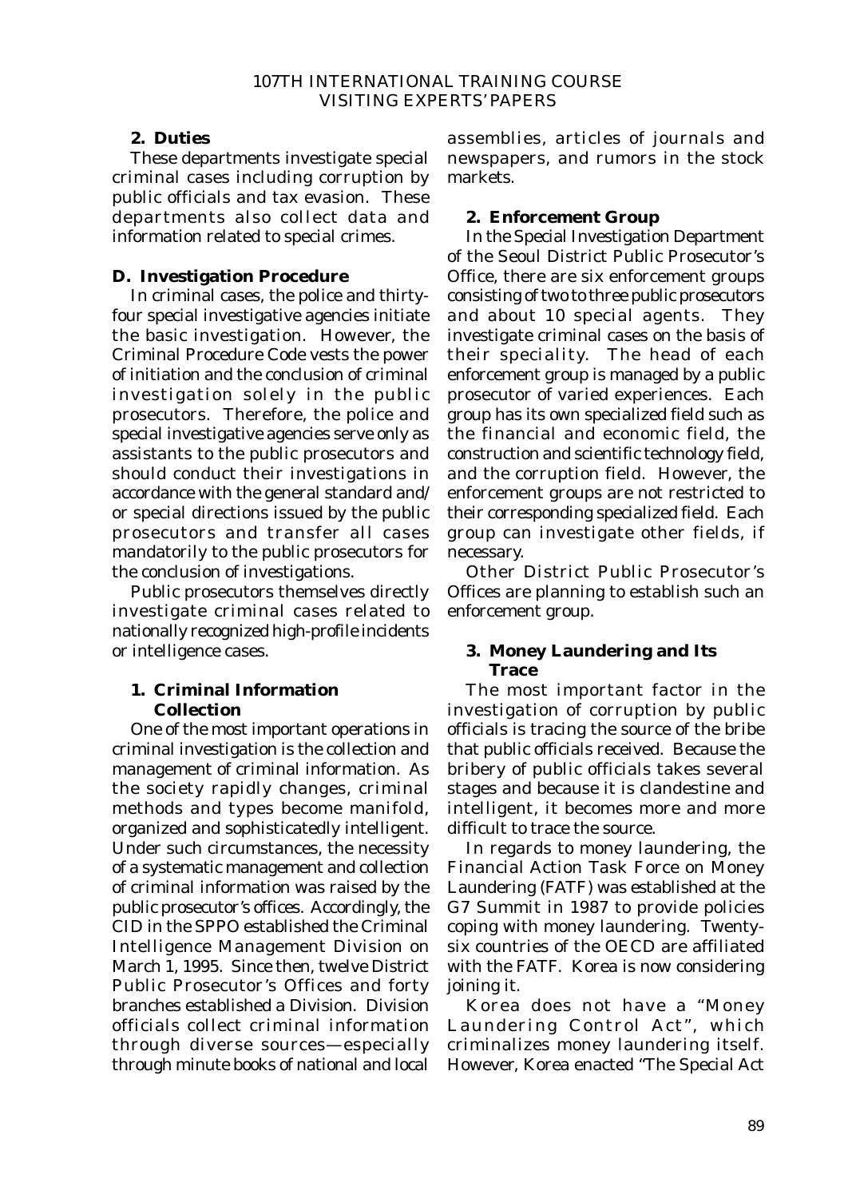### 2. Duties

These departments investigate special criminal cases including corruption by public officials and tax evasion. These departments also collect data and information related to special crimes.

## D. Investigation Procedure

In criminal cases, the police and thirty-four special investigative agencies initiate the basic investigation. However, the Criminal Procedure Code vests the power of initiation and the conclusion of criminal investigation solely in the public prosecutors. Therefore, the police and special investigative agencies serve only as assistants to the public prosecutors and should conduct their investigations in accordance with the general standard and/or special directions issued by the public prosecutors and transfer all cases mandatorily to the public prosecutors for the conclusion of investigations.

Public prosecutors themselves directly investigate criminal cases related to nationally recognized high-profile incidents or intelligence cases.

### 1. Criminal Information Collection

One of the most important operations in criminal investigation is the collection and management of criminal information. As the society rapidly changes, criminal methods and types become manifold, organized and sophisticatedly intelligent. Under such circumstances, the necessity of a systematic management and collection of criminal information was raised by the public prosecutor's offices. Accordingly, the CID in the SPPO established the Criminal Intelligence Management Division on March 1, 1995. Since then, twelve District Public Prosecutor's Offices and forty branches established a Division. Division officials collect criminal information through diverse sources—especially through minute books of national and local assemblies, articles of journals and newspapers, and rumors in the stock markets.

### 2. Enforcement Group

In the Special Investigation Department of the Seoul District Public Prosecutor's Office, there are six enforcement groups consisting of two to three public prosecutors and about 10 special agents. They investigate criminal cases on the basis of their speciality. The head of each enforcement group is managed by a public prosecutor of varied experiences. Each group has its own specialized field such as the financial and economic field, the construction and scientific technology field, and the corruption field. However, the enforcement groups are not restricted to their corresponding specialized field. Each group can investigate other fields, if necessary.

Other District Public Prosecutor's Offices are planning to establish such an enforcement group.

### 3. Money Laundering and Its Trace

The most important factor in the investigation of corruption by public officials is tracing the source of the bribe that public officials received. Because the bribery of public officials takes several stages and because it is clandestine and intelligent, it becomes more and more difficult to trace the source.

In regards to money laundering, the Financial Action Task Force on Money Laundering (FATF) was established at the G7 Summit in 1987 to provide policies coping with money laundering. Twenty-six countries of the OECD are affiliated with the FATF. Korea is now considering joining it.

Korea does not have a "Money Laundering Control Act", which criminalizes money laundering itself. However, Korea enacted "The Special Act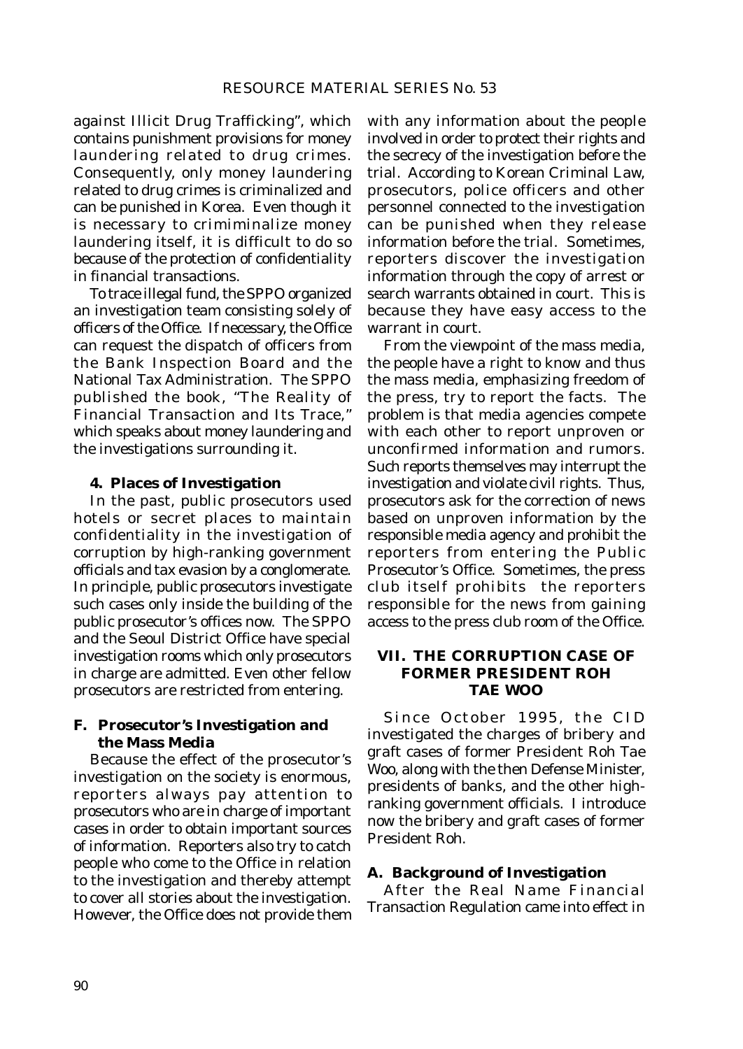against Illicit Drug Trafficking", which contains punishment provisions for money laundering related to drug crimes. Consequently, only money laundering related to drug crimes is criminalized and can be punished in Korea. Even though it is necessary to crimiminalize money laundering itself, it is difficult to do so because of the protection of confidentiality in financial transactions.

To trace illegal fund, the SPPO organized an investigation team consisting solely of officers of the Office. If necessary, the Office can request the dispatch of officers from the Bank Inspection Board and the National Tax Administration. The SPPO published the book, "The Reality of Financial Transaction and Its Trace," which speaks about money laundering and the investigations surrounding it.

### 4. Places of Investigation

In the past, public prosecutors used hotels or secret places to maintain confidentiality in the investigation of corruption by high-ranking government officials and tax evasion by a conglomerate. In principle, public prosecutors investigate such cases only inside the building of the public prosecutor's offices now. The SPPO and the Seoul District Office have special investigation rooms which only prosecutors in charge are admitted. Even other fellow prosecutors are restricted from entering.

## F. Prosecutor's Investigation and the Mass Media

Because the effect of the prosecutor's investigation on the society is enormous, reporters always pay attention to prosecutors who are in charge of important cases in order to obtain important sources of information. Reporters also try to catch people who come to the Office in relation to the investigation and thereby attempt to cover all stories about the investigation. However, the Office does not provide them with any information about the people involved in order to protect their rights and the secrecy of the investigation before the trial. According to Korean Criminal Law, prosecutors, police officers and other personnel connected to the investigation can be punished when they release information before the trial. Sometimes, reporters discover the investigation information through the copy of arrest or search warrants obtained in court. This is because they have easy access to the warrant in court.

From the viewpoint of the mass media, the people have a right to know and thus the mass media, emphasizing freedom of the press, try to report the facts. The problem is that media agencies compete with each other to report unproven or unconfirmed information and rumors. Such reports themselves may interrupt the investigation and violate civil rights. Thus, prosecutors ask for the correction of news based on unproven information by the responsible media agency and prohibit the reporters from entering the Public Prosecutor's Office. Sometimes, the press club itself prohibits the reporters responsible for the news from gaining access to the press club room of the Office.

# VII. THE CORRUPTION CASE OF FORMER PRESIDENT ROH TAE WOO

Since October 1995, the CID investigated the charges of bribery and graft cases of former President Roh Tae Woo, along with the then Defense Minister, presidents of banks, and the other high-ranking government officials. I introduce now the bribery and graft cases of former President Roh.

## A. Background of Investigation

After the Real Name Financial Transaction Regulation came into effect in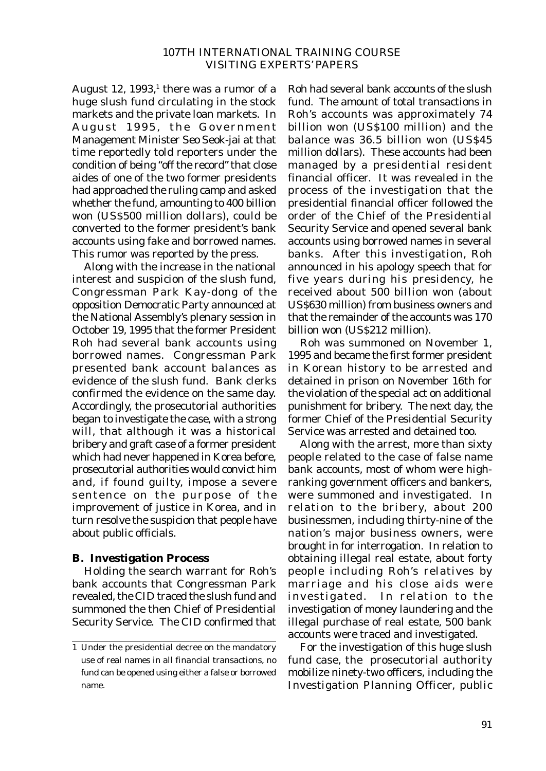August 12, 1993,[1] there was a rumor of a huge slush fund circulating in the stock markets and the private loan markets. In August 1995, the Government Management Minister Seo Seok-jai at that time reportedly told reporters under the condition of being "off the record" that close aides of one of the two former presidents had approached the ruling camp and asked whether the fund, amounting to 400 billion won (US$500 million dollars), could be converted to the former president's bank accounts using fake and borrowed names. This rumor was reported by the press.

Along with the increase in the national interest and suspicion of the slush fund, Congressman Park Kay-dong of the opposition Democratic Party announced at the National Assembly's plenary session in October 19, 1995 that the former President Roh had several bank accounts using borrowed names. Congressman Park presented bank account balances as evidence of the slush fund. Bank clerks confirmed the evidence on the same day. Accordingly, the prosecutorial authorities began to investigate the case, with a strong will, that although it was a historical bribery and graft case of a former president which had never happened in Korea before, prosecutorial authorities would convict him and, if found guilty, impose a severe sentence on the purpose of the improvement of justice in Korea, and in turn resolve the suspicion that people have about public officials.

### B. Investigation Process

Holding the search warrant for Roh's bank accounts that Congressman Park revealed, the CID traced the slush fund and summoned the then Chief of Presidential Security Service. The CID confirmed that Roh had several bank accounts of the slush fund. The amount of total transactions in Roh's accounts was approximately 74 billion won (US$100 million) and the balance was 36.5 billion won (US$45 million dollars). These accounts had been managed by a presidential resident financial officer. It was revealed in the process of the investigation that the presidential financial officer followed the order of the Chief of the Presidential Security Service and opened several bank accounts using borrowed names in several banks. After this investigation, Roh announced in his apology speech that for five years during his presidency, he received about 500 billion won (about US$630 million) from business owners and that the remainder of the accounts was 170 billion won (US$212 million).

Roh was summoned on November 1, 1995 and became the first former president in Korean history to be arrested and detained in prison on November 16th for the violation of the special act on additional punishment for bribery. The next day, the former Chief of the Presidential Security Service was arrested and detained too.

Along with the arrest, more than sixty people related to the case of false name bank accounts, most of whom were high-ranking government officers and bankers, were summoned and investigated. In relation to the bribery, about 200 businessmen, including thirty-nine of the nation's major business owners, were brought in for interrogation. In relation to obtaining illegal real estate, about forty people including Roh's relatives by marriage and his close aids were investigated. In relation to the investigation of money laundering and the illegal purchase of real estate, 500 bank accounts were traced and investigated.

For the investigation of this huge slush fund case, the prosecutorial authority mobilize ninety-two officers, including the Investigation Planning Officer, public

---

[1] Under the presidential decree on the mandatory use of real names in all financial transactions, no fund can be opened using either a false or borrowed name.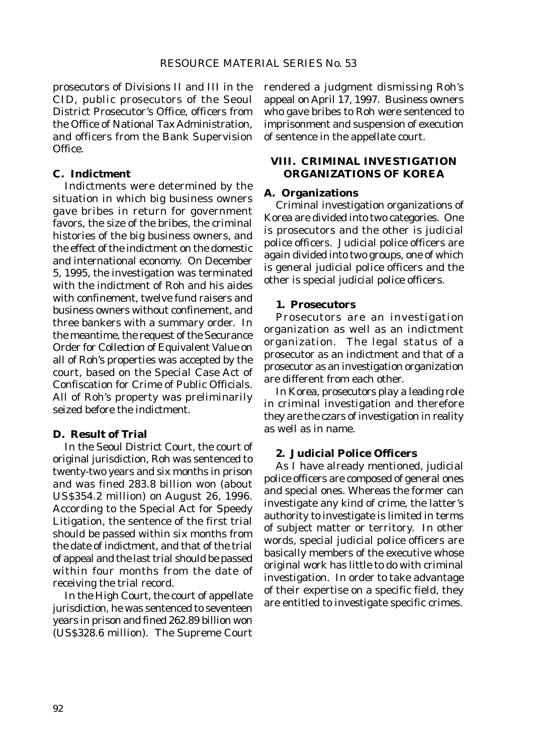prosecutors of Divisions II and III in the CID, public prosecutors of the Seoul District Prosecutor's Office, officers from the Office of National Tax Administration, and officers from the Bank Supervision Office.

### C. Indictment

Indictments were determined by the situation in which big business owners gave bribes in return for government favors, the size of the bribes, the criminal histories of the big business owners, and the effect of the indictment on the domestic and international economy. On December 5, 1995, the investigation was terminated with the indictment of Roh and his aides with confinement, twelve fund raisers and business owners without confinement, and three bankers with a summary order. In the meantime, the request of the Securance Order for Collection of Equivalent Value on all of Roh's properties was accepted by the court, based on the Special Case Act of Confiscation for Crime of Public Officials. All of Roh's property was preliminarily seized before the indictment.

### D. Result of Trial

In the Seoul District Court, the court of original jurisdiction, Roh was sentenced to twenty-two years and six months in prison and was fined 283.8 billion won (about US$354.2 million) on August 26, 1996. According to the Special Act for Speedy Litigation, the sentence of the first trial should be passed within six months from the date of indictment, and that of the trial of appeal and the last trial should be passed within four months from the date of receiving the trial record.

In the High Court, the court of appellate jurisdiction, he was sentenced to seventeen years in prison and fined 262.89 billion won (US$328.6 million). The Supreme Court rendered a judgment dismissing Roh's appeal on April 17, 1997. Business owners who gave bribes to Roh were sentenced to imprisonment and suspension of execution of sentence in the appellate court.

## VIII. CRIMINAL INVESTIGATION ORGANIZATIONS OF KOREA

### A. Organizations

Criminal investigation organizations of Korea are divided into two categories. One is prosecutors and the other is judicial police officers. Judicial police officers are again divided into two groups, one of which is general judicial police officers and the other is special judicial police officers.

#### 1. Prosecutors

Prosecutors are an investigation organization as well as an indictment organization. The legal status of a prosecutor as an indictment and that of a prosecutor as an investigation organization are different from each other.

In Korea, prosecutors play a leading role in criminal investigation and therefore they are the czars of investigation in reality as well as in name.

#### 2. Judicial Police Officers

As I have already mentioned, judicial police officers are composed of general ones and special ones. Whereas the former can investigate any kind of crime, the latter's authority to investigate is limited in terms of subject matter or territory. In other words, special judicial police officers are basically members of the executive whose original work has little to do with criminal investigation. In order to take advantage of their expertise on a specific field, they are entitled to investigate specific crimes.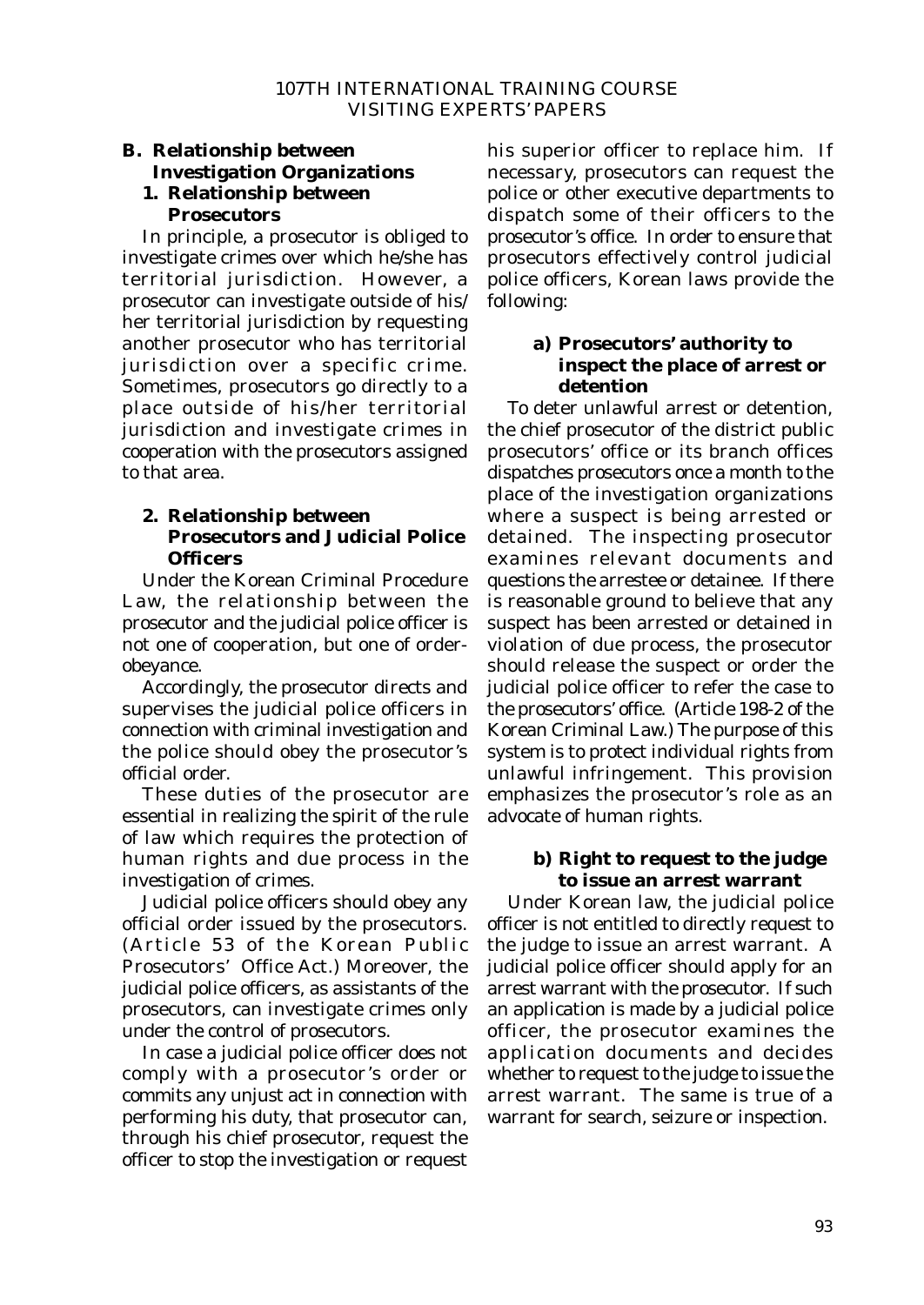## B. Relationship between Investigation Organizations

### 1. Relationship between Prosecutors

In principle, a prosecutor is obliged to investigate crimes over which he/she has territorial jurisdiction. However, a prosecutor can investigate outside of his/her territorial jurisdiction by requesting another prosecutor who has territorial jurisdiction over a specific crime. Sometimes, prosecutors go directly to a place outside of his/her territorial jurisdiction and investigate crimes in cooperation with the prosecutors assigned to that area.

### 2. Relationship between Prosecutors and Judicial Police Officers

Under the Korean Criminal Procedure Law, the relationship between the prosecutor and the judicial police officer is not one of cooperation, but one of order-obeyance.

Accordingly, the prosecutor directs and supervises the judicial police officers in connection with criminal investigation and the police should obey the prosecutor's official order.

These duties of the prosecutor are essential in realizing the spirit of the rule of law which requires the protection of human rights and due process in the investigation of crimes.

Judicial police officers should obey any official order issued by the prosecutors. (Article 53 of the Korean Public Prosecutors' Office Act.) Moreover, the judicial police officers, as assistants of the prosecutors, can investigate crimes only under the control of prosecutors.

In case a judicial police officer does not comply with a prosecutor's order or commits any unjust act in connection with performing his duty, that prosecutor can, through his chief prosecutor, request the officer to stop the investigation or request his superior officer to replace him. If necessary, prosecutors can request the police or other executive departments to dispatch some of their officers to the prosecutor's office. In order to ensure that prosecutors effectively control judicial police officers, Korean laws provide the following:

#### a) Prosecutors' authority to inspect the place of arrest or detention

To deter unlawful arrest or detention, the chief prosecutor of the district public prosecutors' office or its branch offices dispatches prosecutors once a month to the place of the investigation organizations where a suspect is being arrested or detained. The inspecting prosecutor examines relevant documents and questions the arrestee or detainee. If there is reasonable ground to believe that any suspect has been arrested or detained in violation of due process, the prosecutor should release the suspect or order the judicial police officer to refer the case to the prosecutors' office. (Article 198-2 of the Korean Criminal Law.) The purpose of this system is to protect individual rights from unlawful infringement. This provision emphasizes the prosecutor's role as an advocate of human rights.

#### b) Right to request to the judge to issue an arrest warrant

Under Korean law, the judicial police officer is not entitled to directly request to the judge to issue an arrest warrant. A judicial police officer should apply for an arrest warrant with the prosecutor. If such an application is made by a judicial police officer, the prosecutor examines the application documents and decides whether to request to the judge to issue the arrest warrant. The same is true of a warrant for search, seizure or inspection.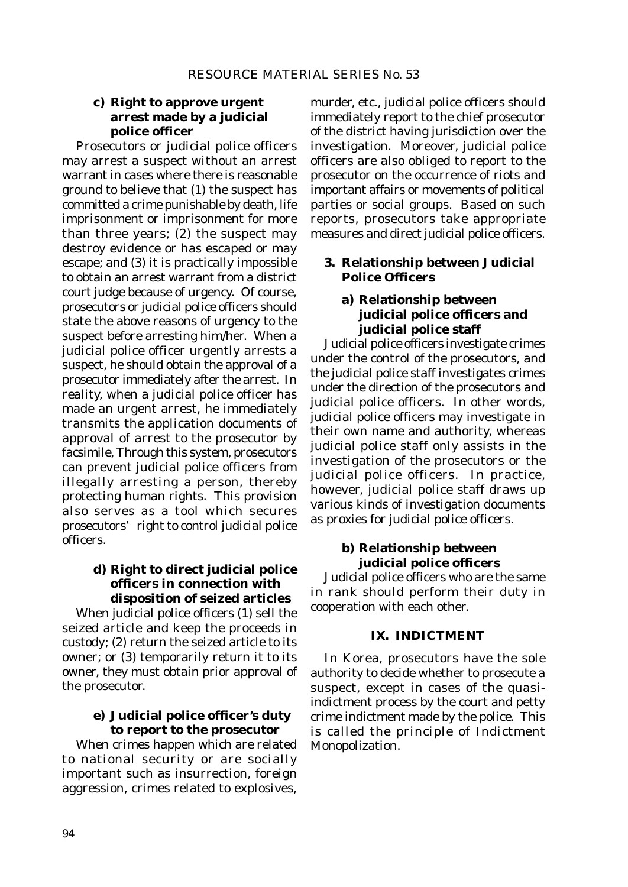#### c) Right to approve urgent arrest made by a judicial police officer

Prosecutors or judicial police officers may arrest a suspect without an arrest warrant in cases where there is reasonable ground to believe that (1) the suspect has committed a crime punishable by death, life imprisonment or imprisonment for more than three years; (2) the suspect may destroy evidence or has escaped or may escape; and (3) it is practically impossible to obtain an arrest warrant from a district court judge because of urgency. Of course, prosecutors or judicial police officers should state the above reasons of urgency to the suspect before arresting him/her. When a judicial police officer urgently arrests a suspect, he should obtain the approval of a prosecutor immediately after the arrest. In reality, when a judicial police officer has made an urgent arrest, he immediately transmits the application documents of approval of arrest to the prosecutor by facsimile, Through this system, prosecutors can prevent judicial police officers from illegally arresting a person, thereby protecting human rights. This provision also serves as a tool which secures prosecutors' right to control judicial police officers.

#### d) Right to direct judicial police officers in connection with disposition of seized articles

When judicial police officers (1) sell the seized article and keep the proceeds in custody; (2) return the seized article to its owner; or (3) temporarily return it to its owner, they must obtain prior approval of the prosecutor.

#### e) Judicial police officer's duty to report to the prosecutor

When crimes happen which are related to national security or are socially important such as insurrection, foreign aggression, crimes related to explosives, murder, etc., judicial police officers should immediately report to the chief prosecutor of the district having jurisdiction over the investigation. Moreover, judicial police officers are also obliged to report to the prosecutor on the occurrence of riots and important affairs or movements of political parties or social groups. Based on such reports, prosecutors take appropriate measures and direct judicial police officers.

### 3. Relationship between Judicial Police Officers

#### a) Relationship between judicial police officers and judicial police staff

Judicial police officers investigate crimes under the control of the prosecutors, and the judicial police staff investigates crimes under the direction of the prosecutors and judicial police officers. In other words, judicial police officers may investigate in their own name and authority, whereas judicial police staff only assists in the investigation of the prosecutors or the judicial police officers. In practice, however, judicial police staff draws up various kinds of investigation documents as proxies for judicial police officers.

#### b) Relationship between judicial police officers

Judicial police officers who are the same in rank should perform their duty in cooperation with each other.

## IX. INDICTMENT

In Korea, prosecutors have the sole authority to decide whether to prosecute a suspect, except in cases of the quasi-indictment process by the court and petty crime indictment made by the police. This is called the principle of Indictment Monopolization.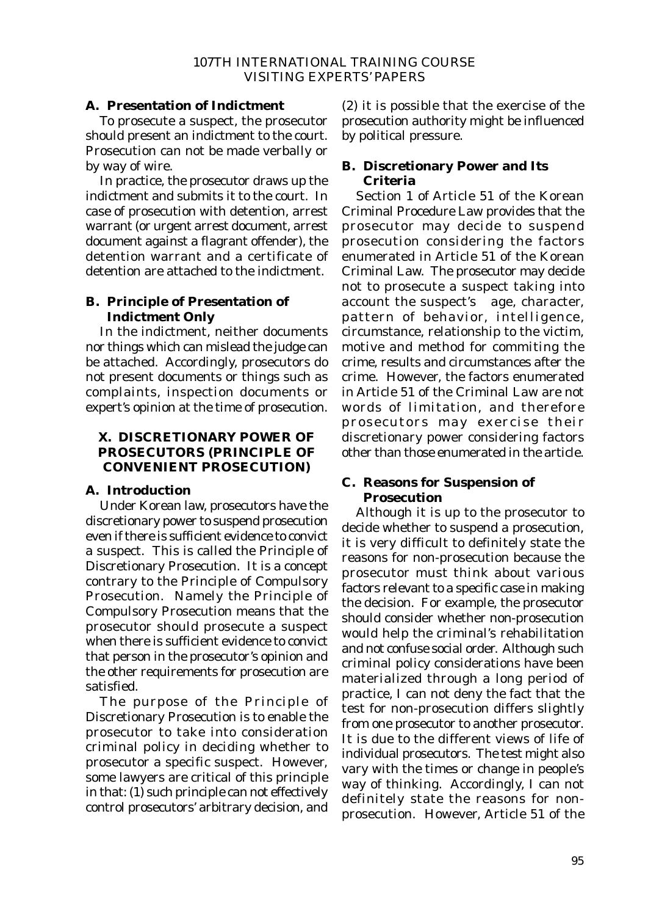### A. Presentation of Indictment

To prosecute a suspect, the prosecutor should present an indictment to the court. Prosecution can not be made verbally or by way of wire.

In practice, the prosecutor draws up the indictment and submits it to the court. In case of prosecution with detention, arrest warrant (or urgent arrest document, arrest document against a flagrant offender), the detention warrant and a certificate of detention are attached to the indictment.

### B. Principle of Presentation of Indictment Only

In the indictment, neither documents nor things which can mislead the judge can be attached. Accordingly, prosecutors do not present documents or things such as complaints, inspection documents or expert's opinion at the time of prosecution.

## X. DISCRETIONARY POWER OF PROSECUTORS (PRINCIPLE OF CONVENIENT PROSECUTION)

### A. Introduction

Under Korean law, prosecutors have the discretionary power to suspend prosecution even if there is sufficient evidence to convict a suspect. This is called the Principle of Discretionary Prosecution. It is a concept contrary to the Principle of Compulsory Prosecution. Namely the Principle of Compulsory Prosecution means that the prosecutor should prosecute a suspect when there is sufficient evidence to convict that person in the prosecutor's opinion and the other requirements for prosecution are satisfied.

The purpose of the Principle of Discretionary Prosecution is to enable the prosecutor to take into consideration criminal policy in deciding whether to prosecutor a specific suspect. However, some lawyers are critical of this principle in that: (1) such principle can not effectively control prosecutors' arbitrary decision, and (2) it is possible that the exercise of the prosecution authority might be influenced by political pressure.

### B. Discretionary Power and Its Criteria

Section 1 of Article 51 of the Korean Criminal Procedure Law provides that the prosecutor may decide to suspend prosecution considering the factors enumerated in Article 51 of the Korean Criminal Law. The prosecutor may decide not to prosecute a suspect taking into account the suspect's age, character, pattern of behavior, intelligence, circumstance, relationship to the victim, motive and method for commiting the crime, results and circumstances after the crime. However, the factors enumerated in Article 51 of the Criminal Law are not words of limitation, and therefore prosecutors may exercise their discretionary power considering factors other than those enumerated in the article.

### C. Reasons for Suspension of Prosecution

Although it is up to the prosecutor to decide whether to suspend a prosecution, it is very difficult to definitely state the reasons for non-prosecution because the prosecutor must think about various factors relevant to a specific case in making the decision. For example, the prosecutor should consider whether non-prosecution would help the criminal's rehabilitation and not confuse social order. Although such criminal policy considerations have been materialized through a long period of practice, I can not deny the fact that the test for non-prosecution differs slightly from one prosecutor to another prosecutor. It is due to the different views of life of individual prosecutors. The test might also vary with the times or change in people's way of thinking. Accordingly, I can not definitely state the reasons for non-prosecution. However, Article 51 of the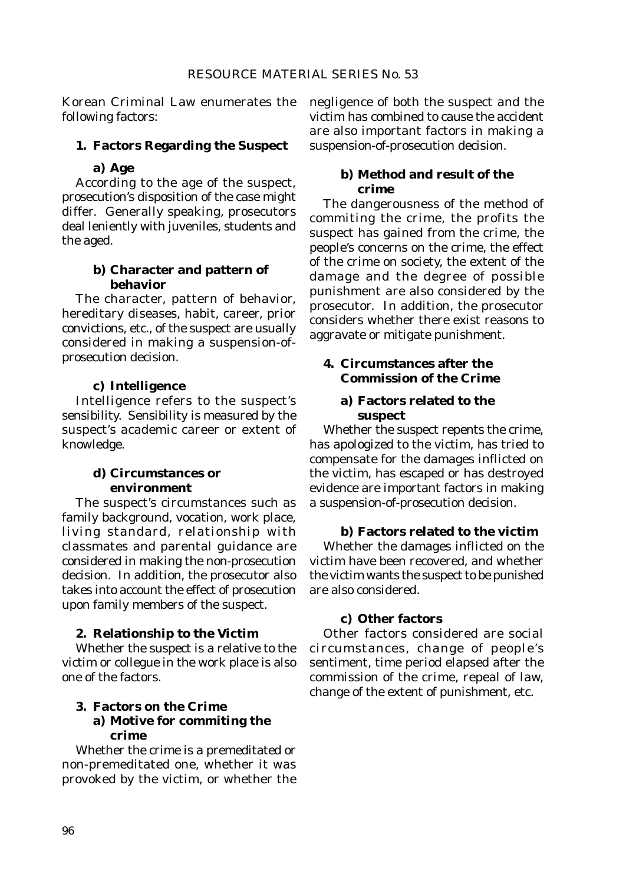Korean Criminal Law enumerates the following factors:

### 1. Factors Regarding the Suspect

#### a) Age

According to the age of the suspect, prosecution's disposition of the case might differ. Generally speaking, prosecutors deal leniently with juveniles, students and the aged.

#### b) Character and pattern of behavior

The character, pattern of behavior, hereditary diseases, habit, career, prior convictions, etc., of the suspect are usually considered in making a suspension-of-prosecution decision.

#### c) Intelligence

Intelligence refers to the suspect's sensibility. Sensibility is measured by the suspect's academic career or extent of knowledge.

#### d) Circumstances or environment

The suspect's circumstances such as family background, vocation, work place, living standard, relationship with classmates and parental guidance are considered in making the non-prosecution decision. In addition, the prosecutor also takes into account the effect of prosecution upon family members of the suspect.

### 2. Relationship to the Victim

Whether the suspect is a relative to the victim or collegue in the work place is also one of the factors.

### 3. Factors on the Crime

#### a) Motive for commiting the crime

Whether the crime is a premeditated or non-premeditated one, whether it was provoked by the victim, or whether the negligence of both the suspect and the victim has combined to cause the accident are also important factors in making a suspension-of-prosecution decision.

#### b) Method and result of the crime

The dangerousness of the method of commiting the crime, the profits the suspect has gained from the crime, the people's concerns on the crime, the effect of the crime on society, the extent of the damage and the degree of possible punishment are also considered by the prosecutor. In addition, the prosecutor considers whether there exist reasons to aggravate or mitigate punishment.

### 4. Circumstances after the Commission of the Crime

#### a) Factors related to the suspect

Whether the suspect repents the crime, has apologized to the victim, has tried to compensate for the damages inflicted on the victim, has escaped or has destroyed evidence are important factors in making a suspension-of-prosecution decision.

#### b) Factors related to the victim

Whether the damages inflicted on the victim have been recovered, and whether the victim wants the suspect to be punished are also considered.

#### c) Other factors

Other factors considered are social circumstances, change of people's sentiment, time period elapsed after the commission of the crime, repeal of law, change of the extent of punishment, etc.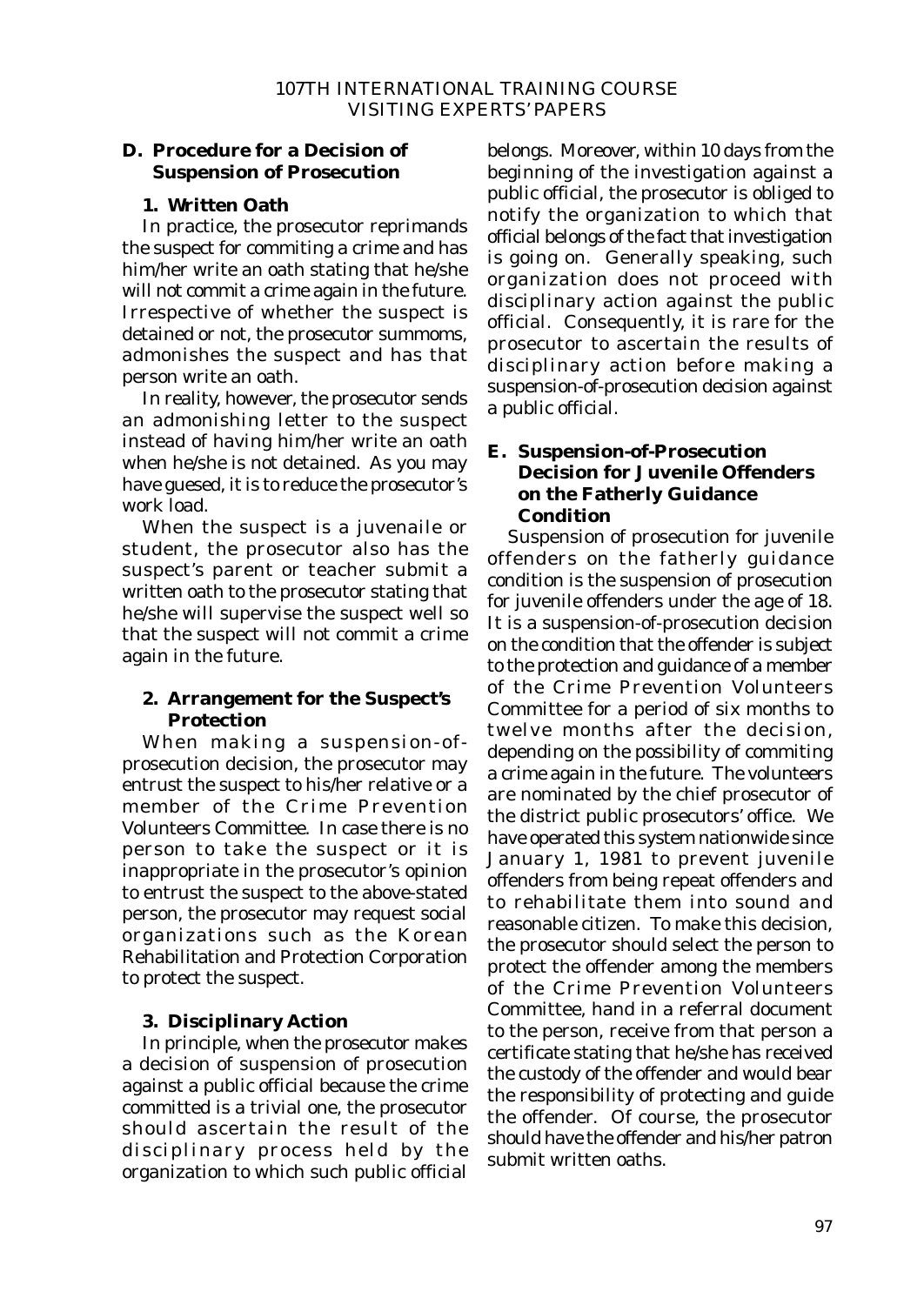## D. Procedure for a Decision of Suspension of Prosecution

### 1. Written Oath

In practice, the prosecutor reprimands the suspect for commiting a crime and has him/her write an oath stating that he/she will not commit a crime again in the future. Irrespective of whether the suspect is detained or not, the prosecutor summoms, admonishes the suspect and has that person write an oath.

In reality, however, the prosecutor sends an admonishing letter to the suspect instead of having him/her write an oath when he/she is not detained. As you may have guesed, it is to reduce the prosecutor's work load.

When the suspect is a juvenaile or student, the prosecutor also has the suspect's parent or teacher submit a written oath to the prosecutor stating that he/she will supervise the suspect well so that the suspect will not commit a crime again in the future.

### 2. Arrangement for the Suspect's Protection

When making a suspension-of-prosecution decision, the prosecutor may entrust the suspect to his/her relative or a member of the Crime Prevention Volunteers Committee. In case there is no person to take the suspect or it is inappropriate in the prosecutor's opinion to entrust the suspect to the above-stated person, the prosecutor may request social organizations such as the Korean Rehabilitation and Protection Corporation to protect the suspect.

### 3. Disciplinary Action

In principle, when the prosecutor makes a decision of suspension of prosecution against a public official because the crime committed is a trivial one, the prosecutor should ascertain the result of the disciplinary process held by the organization to which such public official belongs. Moreover, within 10 days from the beginning of the investigation against a public official, the prosecutor is obliged to notify the organization to which that official belongs of the fact that investigation is going on. Generally speaking, such organization does not proceed with disciplinary action against the public official. Consequently, it is rare for the prosecutor to ascertain the results of disciplinary action before making a suspension-of-prosecution decision against a public official.

## E. Suspension-of-Prosecution Decision for Juvenile Offenders on the Fatherly Guidance Condition

Suspension of prosecution for juvenile offenders on the fatherly guidance condition is the suspension of prosecution for juvenile offenders under the age of 18. It is a suspension-of-prosecution decision on the condition that the offender is subject to the protection and guidance of a member of the Crime Prevention Volunteers Committee for a period of six months to twelve months after the decision, depending on the possibility of commiting a crime again in the future. The volunteers are nominated by the chief prosecutor of the district public prosecutors' office. We have operated this system nationwide since January 1, 1981 to prevent juvenile offenders from being repeat offenders and to rehabilitate them into sound and reasonable citizen. To make this decision, the prosecutor should select the person to protect the offender among the members of the Crime Prevention Volunteers Committee, hand in a referral document to the person, receive from that person a certificate stating that he/she has received the custody of the offender and would bear the responsibility of protecting and guide the offender. Of course, the prosecutor should have the offender and his/her patron submit written oaths.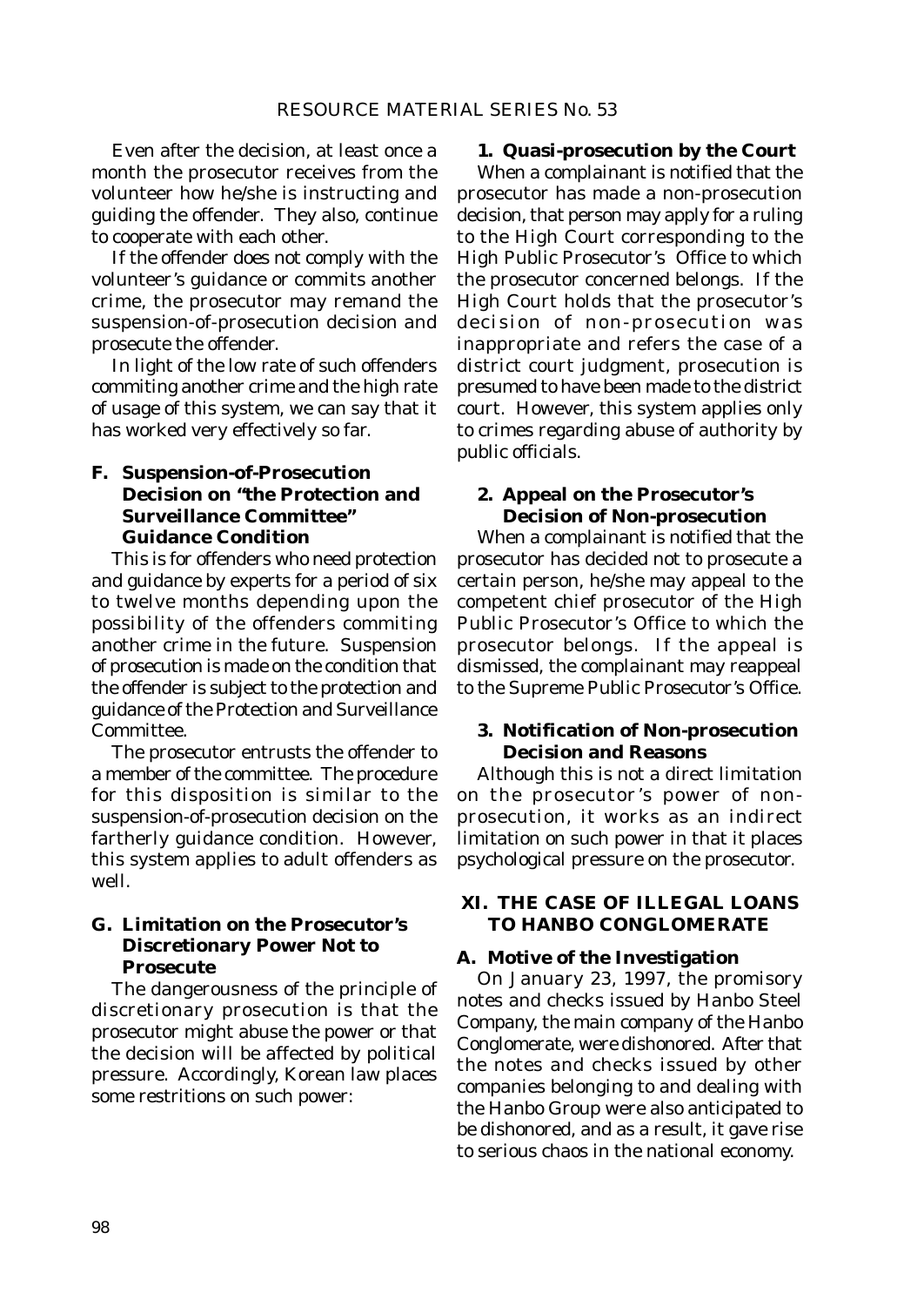Even after the decision, at least once a month the prosecutor receives from the volunteer how he/she is instructing and guiding the offender. They also, continue to cooperate with each other.

If the offender does not comply with the volunteer's guidance or commits another crime, the prosecutor may remand the suspension-of-prosecution decision and prosecute the offender.

In light of the low rate of such offenders commiting another crime and the high rate of usage of this system, we can say that it has worked very effectively so far.

### F. Suspension-of-Prosecution Decision on "the Protection and Surveillance Committee" Guidance Condition

This is for offenders who need protection and guidance by experts for a period of six to twelve months depending upon the possibility of the offenders commiting another crime in the future. Suspension of prosecution is made on the condition that the offender is subject to the protection and guidance of the Protection and Surveillance Committee.

The prosecutor entrusts the offender to a member of the committee. The procedure for this disposition is similar to the suspension-of-prosecution decision on the fartherly guidance condition. However, this system applies to adult offenders as well.

### G. Limitation on the Prosecutor's Discretionary Power Not to Prosecute

The dangerousness of the principle of discretionary prosecution is that the prosecutor might abuse the power or that the decision will be affected by political pressure. Accordingly, Korean law places some restritions on such power:

#### 1. Quasi-prosecution by the Court

When a complainant is notified that the prosecutor has made a non-prosecution decision, that person may apply for a ruling to the High Court corresponding to the High Public Prosecutor's Office to which the prosecutor concerned belongs. If the High Court holds that the prosecutor's decision of non-prosecution was inappropriate and refers the case of a district court judgment, prosecution is presumed to have been made to the district court. However, this system applies only to crimes regarding abuse of authority by public officials.

#### 2. Appeal on the Prosecutor's Decision of Non-prosecution

When a complainant is notified that the prosecutor has decided not to prosecute a certain person, he/she may appeal to the competent chief prosecutor of the High Public Prosecutor's Office to which the prosecutor belongs. If the appeal is dismissed, the complainant may reappeal to the Supreme Public Prosecutor's Office.

#### 3. Notification of Non-prosecution Decision and Reasons

Although this is not a direct limitation on the prosecutor's power of non-prosecution, it works as an indirect limitation on such power in that it places psychological pressure on the prosecutor.

## XI. THE CASE OF ILLEGAL LOANS TO HANBO CONGLOMERATE

### A. Motive of the Investigation

On January 23, 1997, the promisory notes and checks issued by Hanbo Steel Company, the main company of the Hanbo Conglomerate, were dishonored. After that the notes and checks issued by other companies belonging to and dealing with the Hanbo Group were also anticipated to be dishonored, and as a result, it gave rise to serious chaos in the national economy.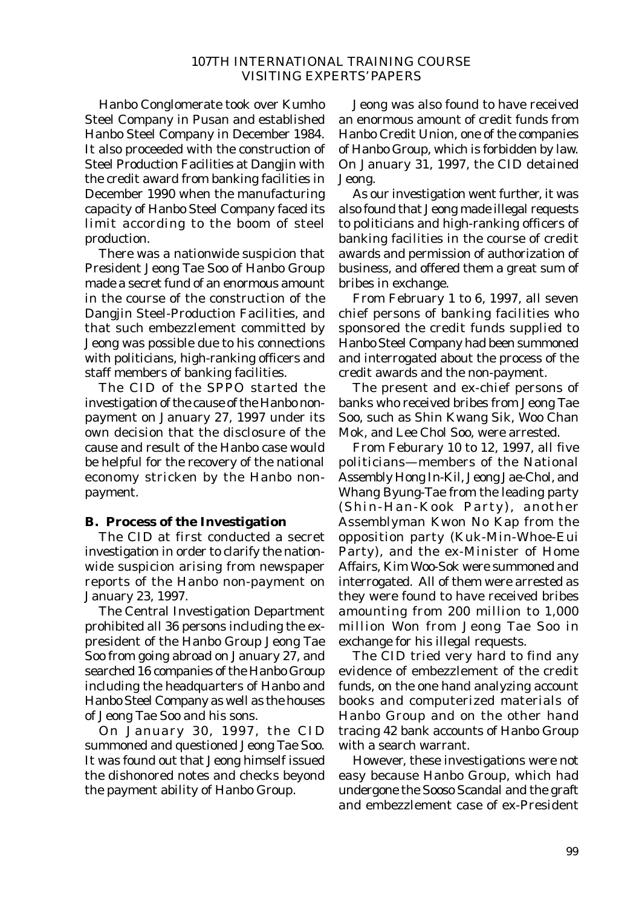Hanbo Conglomerate took over Kumho Steel Company in Pusan and established Hanbo Steel Company in December 1984. It also proceeded with the construction of Steel Production Facilities at Dangjin with the credit award from banking facilities in December 1990 when the manufacturing capacity of Hanbo Steel Company faced its limit according to the boom of steel production.

There was a nationwide suspicion that President Jeong Tae Soo of Hanbo Group made a secret fund of an enormous amount in the course of the construction of the Dangjin Steel-Production Facilities, and that such embezzlement committed by Jeong was possible due to his connections with politicians, high-ranking officers and staff members of banking facilities.

The CID of the SPPO started the investigation of the cause of the Hanbo non-payment on January 27, 1997 under its own decision that the disclosure of the cause and result of the Hanbo case would be helpful for the recovery of the national economy stricken by the Hanbo non-payment.

### B. Process of the Investigation

The CID at first conducted a secret investigation in order to clarify the nationwide suspicion arising from newspaper reports of the Hanbo non-payment on January 23, 1997.

The Central Investigation Department prohibited all 36 persons including the ex-president of the Hanbo Group Jeong Tae Soo from going abroad on January 27, and searched 16 companies of the Hanbo Group including the headquarters of Hanbo and Hanbo Steel Company as well as the houses of Jeong Tae Soo and his sons.

On January 30, 1997, the CID summoned and questioned Jeong Tae Soo. It was found out that Jeong himself issued the dishonored notes and checks beyond the payment ability of Hanbo Group.

Jeong was also found to have received an enormous amount of credit funds from Hanbo Credit Union, one of the companies of Hanbo Group, which is forbidden by law. On January 31, 1997, the CID detained Jeong.

As our investigation went further, it was also found that Jeong made illegal requests to politicians and high-ranking officers of banking facilities in the course of credit awards and permission of authorization of business, and offered them a great sum of bribes in exchange.

From February 1 to 6, 1997, all seven chief persons of banking facilities who sponsored the credit funds supplied to Hanbo Steel Company had been summoned and interrogated about the process of the credit awards and the non-payment.

The present and ex-chief persons of banks who received bribes from Jeong Tae Soo, such as Shin Kwang Sik, Woo Chan Mok, and Lee Chol Soo, were arrested.

From Feburary 10 to 12, 1997, all five politicians—members of the National Assembly Hong In-Kil, Jeong Jae-Chol, and Whang Byung-Tae from the leading party (Shin-Han-Kook Party), another Assemblyman Kwon No Kap from the opposition party (Kuk-Min-Whoe-Eui Party), and the ex-Minister of Home Affairs, Kim Woo-Sok were summoned and interrogated. All of them were arrested as they were found to have received bribes amounting from 200 million to 1,000 million Won from Jeong Tae Soo in exchange for his illegal requests.

The CID tried very hard to find any evidence of embezzlement of the credit funds, on the one hand analyzing account books and computerized materials of Hanbo Group and on the other hand tracing 42 bank accounts of Hanbo Group with a search warrant.

However, these investigations were not easy because Hanbo Group, which had undergone the Sooso Scandal and the graft and embezzlement case of ex-President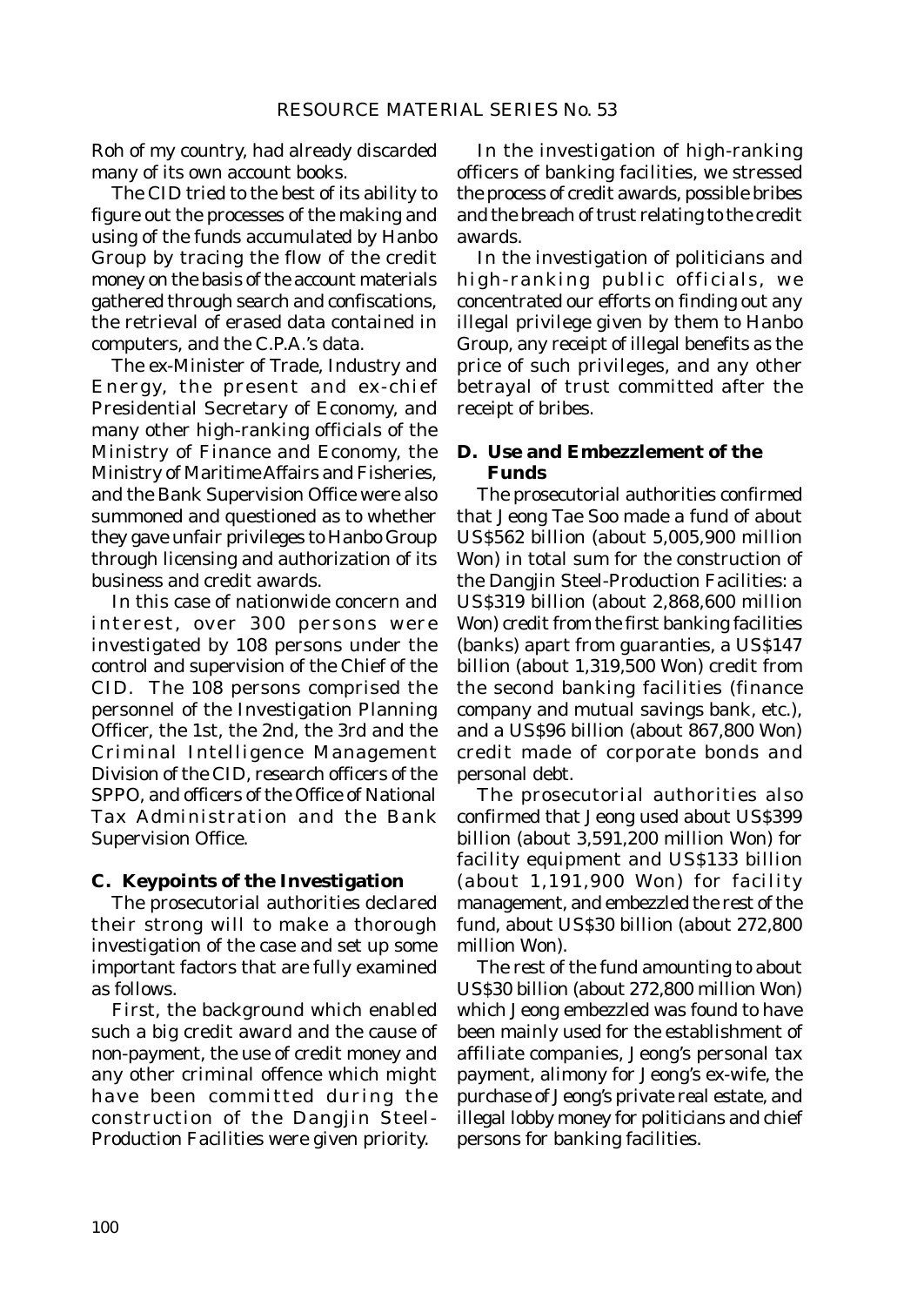Roh of my country, had already discarded many of its own account books.

The CID tried to the best of its ability to figure out the processes of the making and using of the funds accumulated by Hanbo Group by tracing the flow of the credit money on the basis of the account materials gathered through search and confiscations, the retrieval of erased data contained in computers, and the C.P.A.'s data.

The ex-Minister of Trade, Industry and Energy, the present and ex-chief Presidential Secretary of Economy, and many other high-ranking officials of the Ministry of Finance and Economy, the Ministry of Maritime Affairs and Fisheries, and the Bank Supervision Office were also summoned and questioned as to whether they gave unfair privileges to Hanbo Group through licensing and authorization of its business and credit awards.

In this case of nationwide concern and interest, over 300 persons were investigated by 108 persons under the control and supervision of the Chief of the CID. The 108 persons comprised the personnel of the Investigation Planning Officer, the 1st, the 2nd, the 3rd and the Criminal Intelligence Management Division of the CID, research officers of the SPPO, and officers of the Office of National Tax Administration and the Bank Supervision Office.

### C. Keypoints of the Investigation

The prosecutorial authorities declared their strong will to make a thorough investigation of the case and set up some important factors that are fully examined as follows.

First, the background which enabled such a big credit award and the cause of non-payment, the use of credit money and any other criminal offence which might have been committed during the construction of the Dangjin Steel-Production Facilities were given priority.

In the investigation of high-ranking officers of banking facilities, we stressed the process of credit awards, possible bribes and the breach of trust relating to the credit awards.

In the investigation of politicians and high-ranking public officials, we concentrated our efforts on finding out any illegal privilege given by them to Hanbo Group, any receipt of illegal benefits as the price of such privileges, and any other betrayal of trust committed after the receipt of bribes.

### D. Use and Embezzlement of the Funds

The prosecutorial authorities confirmed that Jeong Tae Soo made a fund of about US$562 billion (about 5,005,900 million Won) in total sum for the construction of the Dangjin Steel-Production Facilities: a US$319 billion (about 2,868,600 million Won) credit from the first banking facilities (banks) apart from guaranties, a US$147 billion (about 1,319,500 Won) credit from the second banking facilities (finance company and mutual savings bank, etc.), and a US$96 billion (about 867,800 Won) credit made of corporate bonds and personal debt.

The prosecutorial authorities also confirmed that Jeong used about US$399 billion (about 3,591,200 million Won) for facility equipment and US$133 billion (about 1,191,900 Won) for facility management, and embezzled the rest of the fund, about US$30 billion (about 272,800 million Won).

The rest of the fund amounting to about US$30 billion (about 272,800 million Won) which Jeong embezzled was found to have been mainly used for the establishment of affiliate companies, Jeong's personal tax payment, alimony for Jeong's ex-wife, the purchase of Jeong's private real estate, and illegal lobby money for politicians and chief persons for banking facilities.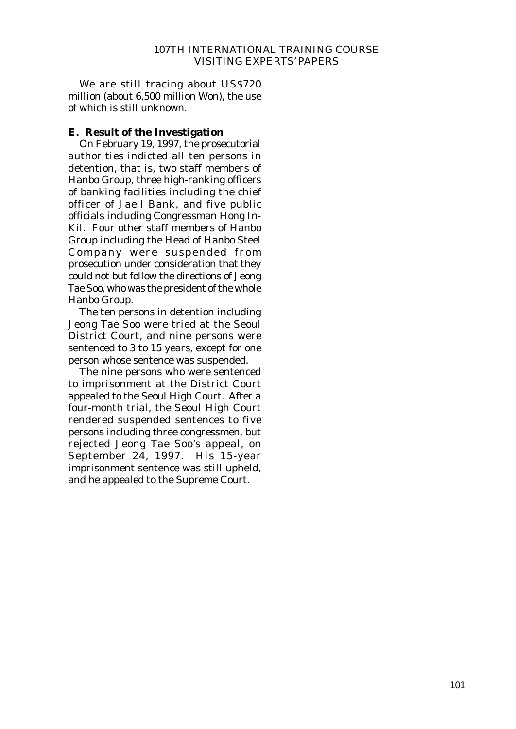We are still tracing about US$720 million (about 6,500 million Won), the use of which is still unknown.

**E. Result of the Investigation**

On February 19, 1997, the prosecutorial authorities indicted all ten persons in detention, that is, two staff members of Hanbo Group, three high-ranking officers of banking facilities including the chief officer of Jaeil Bank, and five public officials including Congressman Hong In-Kil. Four other staff members of Hanbo Group including the Head of Hanbo Steel Company were suspended from prosecution under consideration that they could not but follow the directions of Jeong Tae Soo, who was the president of the whole Hanbo Group.

The ten persons in detention including Jeong Tae Soo were tried at the Seoul District Court, and nine persons were sentenced to 3 to 15 years, except for one person whose sentence was suspended.

The nine persons who were sentenced to imprisonment at the District Court appealed to the Seoul High Court. After a four-month trial, the Seoul High Court rendered suspended sentences to five persons including three congressmen, but rejected Jeong Tae Soo's appeal, on September 24, 1997. His 15-year imprisonment sentence was still upheld, and he appealed to the Supreme Court.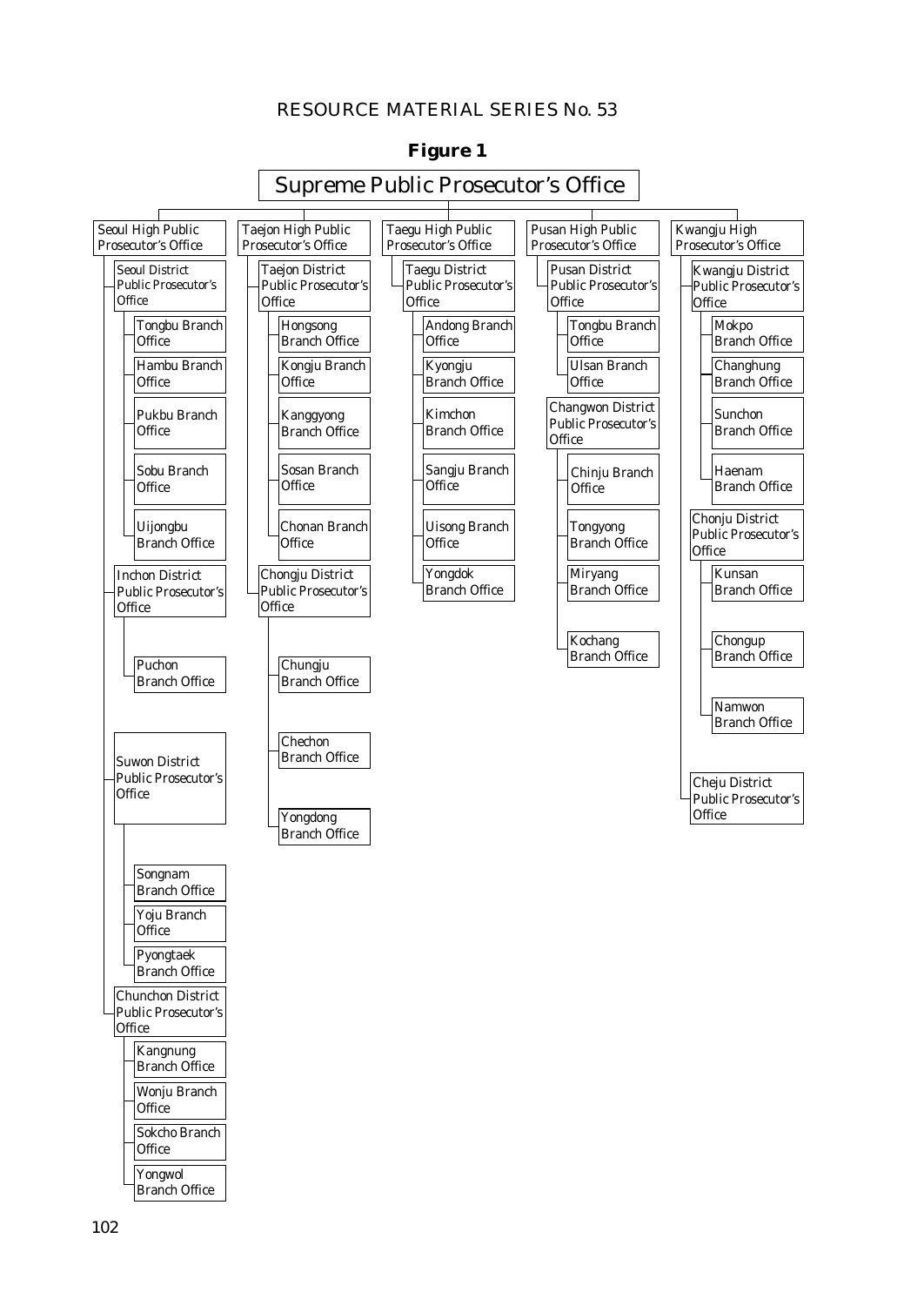**Figure 1**

Supreme Public Prosecutor's Office

- Seoul High Public Prosecutor's Office
  - Seoul District Public Prosecutor's Office
    - Tongbu Branch Office
    - Hambu Branch Office
    - Pukbu Branch Office
    - Sobu Branch Office
    - Uijongbu Branch Office
  - Inchon District Public Prosecutor's Office
    - Puchon Branch Office
  - Suwon District Public Prosecutor's Office
    - Songnam Branch Office
    - Yoju Branch Office
    - Pyongtaek Branch Office
  - Chunchon District Public Prosecutor's Office
    - Kangnung Branch Office
    - Wonju Branch Office
    - Sokcho Branch Office
    - Yongwol Branch Office
- Taejon High Public Prosecutor's Office
  - Taejon District Public Prosecutor's Office
    - Hongsong Branch Office
    - Kongju Branch Office
    - Kanggyong Branch Office
    - Sosan Branch Office
    - Chonan Branch Office
  - Chongju District Public Prosecutor's Office
    - Chungju Branch Office
    - Chechon Branch Office
    - Yongdong Branch Office
- Taegu High Public Prosecutor's Office
  - Taegu District Public Prosecutor's Office
    - Andong Branch Office
    - Kyongju Branch Office
    - Kimchon Branch Office
    - Sangju Branch Office
    - Uisong Branch Office
    - Yongdok Branch Office
- Pusan High Public Prosecutor's Office
  - Pusan District Public Prosecutor's Office
    - Tongbu Branch Office
    - Ulsan Branch Office
  - Changwon District Public Prosecutor's Office
    - Chinju Branch Office
    - Tongyong Branch Office
    - Miryang Branch Office
    - Kochang Branch Office
- Kwangju High Prosecutor's Office
  - Kwangju District Public Prosecutor's Office
    - Mokpo Branch Office
    - Changhung Branch Office
    - Sunchon Branch Office
    - Haenam Branch Office
  - Chonju District Public Prosecutor's Office
    - Kunsan Branch Office
    - Chongup Branch Office
    - Namwon Branch Office
  - Cheju District Public Prosecutor's Office